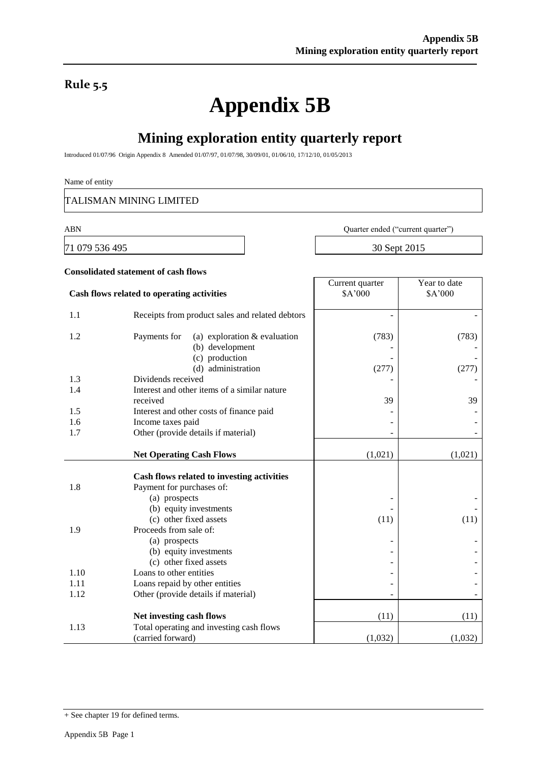## Rule 5.5

# Appendix 5B

## Mining exploration entity quarterly report

Introduced 01/07/96 Origin Appendix 8 Amended 01/07/97, 01/07/98, 30/09/01, 01/06/10, 17/12/10, 01/05/2013

Name of entity

TALISMAN MINING LIMITED

| ABN | Quarter ended ("current quarter") |
|---|---|
| 71 079 536 495 | 30 Sept 2015 |

**Consolidated statement of cash flows**

| | Cash flows related to operating activities | Current quarter $A'000 | Year to date $A'000 |
|---|---|---|---|
| 1.1 | Receipts from product sales and related debtors | - | - |
| 1.2 | Payments for (a) exploration & evaluation | (783) | (783) |
| | (b) development | - | - |
| | (c) production | - | - |
| | (d) administration | (277) | (277) |
| 1.3 | Dividends received | - | - |
| 1.4 | Interest and other items of a similar nature received | 39 | 39 |
| 1.5 | Interest and other costs of finance paid | - | - |
| 1.6 | Income taxes paid | - | - |
| 1.7 | Other (provide details if material) | - | - |
| | **Net Operating Cash Flows** | (1,021) | (1,021) |
| | **Cash flows related to investing activities** | | |
| 1.8 | Payment for purchases of: | | |
| | (a) prospects | - | - |
| | (b) equity investments | - | - |
| | (c) other fixed assets | (11) | (11) |
| 1.9 | Proceeds from sale of: | | |
| | (a) prospects | - | - |
| | (b) equity investments | - | - |
| | (c) other fixed assets | - | - |
| 1.10 | Loans to other entities | - | - |
| 1.11 | Loans repaid by other entities | - | - |
| 1.12 | Other (provide details if material) | - | - |
| | **Net investing cash flows** | (11) | (11) |
| 1.13 | Total operating and investing cash flows (carried forward) | (1,032) | (1,032) |

+ See chapter 19 for defined terms.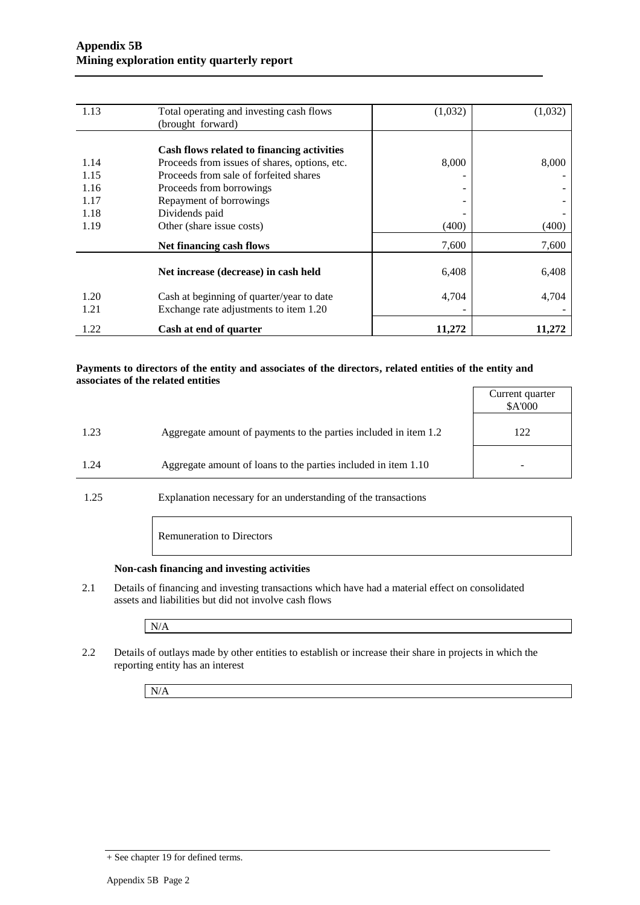| | | | |
|---|---|---|---|
| 1.13 | Total operating and investing cash flows (brought forward) | (1,032) | (1,032) |
| | **Cash flows related to financing activities** | | |
| 1.14 | Proceeds from issues of shares, options, etc. | 8,000 | 8,000 |
| 1.15 | Proceeds from sale of forfeited shares | - | - |
| 1.16 | Proceeds from borrowings | - | - |
| 1.17 | Repayment of borrowings | - | - |
| 1.18 | Dividends paid | - | - |
| 1.19 | Other (share issue costs) | (400) | (400) |
| | **Net financing cash flows** | 7,600 | 7,600 |
| | **Net increase (decrease) in cash held** | 6,408 | 6,408 |
| 1.20 | Cash at beginning of quarter/year to date | 4,704 | 4,704 |
| 1.21 | Exchange rate adjustments to item 1.20 | - | - |
| 1.22 | **Cash at end of quarter** | **11,272** | **11,272** |

**Payments to directors of the entity and associates of the directors, related entities of the entity and associates of the related entities**

| | | Current quarter $A'000 |
|---|---|---|
| 1.23 | Aggregate amount of payments to the parties included in item 1.2 | 122 |
| 1.24 | Aggregate amount of loans to the parties included in item 1.10 | - |

1.25 Explanation necessary for an understanding of the transactions

Remuneration to Directors

**Non-cash financing and investing activities**

2.1 Details of financing and investing transactions which have had a material effect on consolidated assets and liabilities but did not involve cash flows

N/A

2.2 Details of outlays made by other entities to establish or increase their share in projects in which the reporting entity has an interest

N/A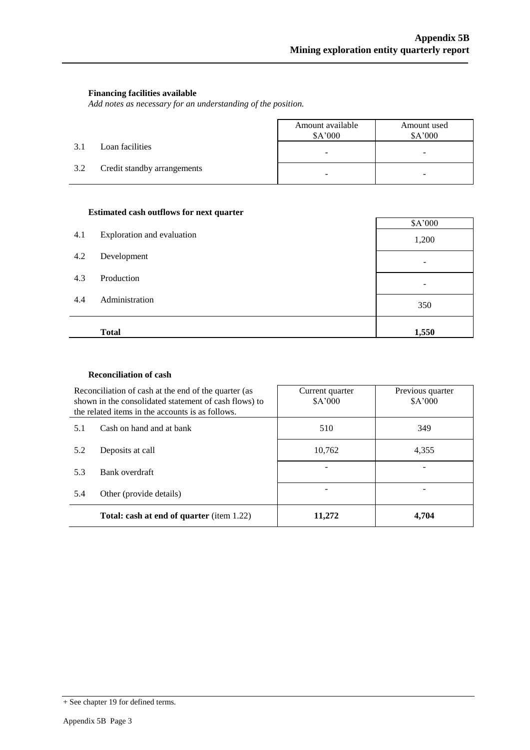**Financing facilities available**

*Add notes as necessary for an understanding of the position.*

| | | Amount available $A'000 | Amount used $A'000 |
|---|---|---|---|
| 3.1 | Loan facilities | - | - |
| 3.2 | Credit standby arrangements | - | - |

**Estimated cash outflows for next quarter**

| | | $A'000 |
|---|---|---|
| 4.1 | Exploration and evaluation | 1,200 |
| 4.2 | Development | - |
| 4.3 | Production | - |
| 4.4 | Administration | 350 |
| | **Total** | **1,550** |

**Reconciliation of cash**

| Reconciliation of cash at the end of the quarter (as shown in the consolidated statement of cash flows) to the related items in the accounts is as follows. | | Current quarter $A'000 | Previous quarter $A'000 |
|---|---|---|---|
| 5.1 | Cash on hand and at bank | 510 | 349 |
| 5.2 | Deposits at call | 10,762 | 4,355 |
| 5.3 | Bank overdraft | - | - |
| 5.4 | Other (provide details) | - | - |
| | **Total: cash at end of quarter** (item 1.22) | **11,272** | **4,704** |

+ See chapter 19 for defined terms.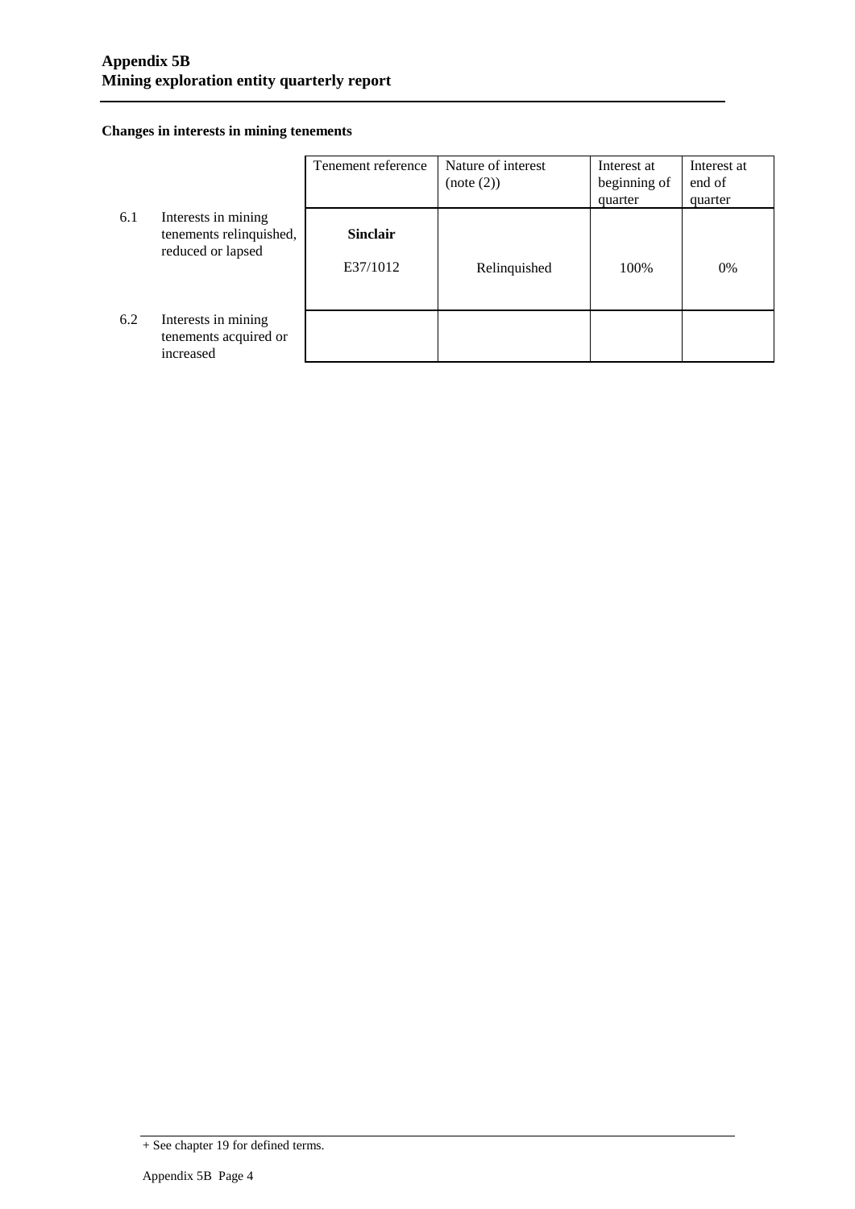**Changes in interests in mining tenements**

| | | Tenement reference | Nature of interest (note (2)) | Interest at beginning of quarter | Interest at end of quarter |
|---|---|---|---|---|---|
| 6.1 | Interests in mining tenements relinquished, reduced or lapsed | **Sinclair** E37/1012 | Relinquished | 100% | 0% |
| 6.2 | Interests in mining tenements acquired or increased | | | | |

+ See chapter 19 for defined terms.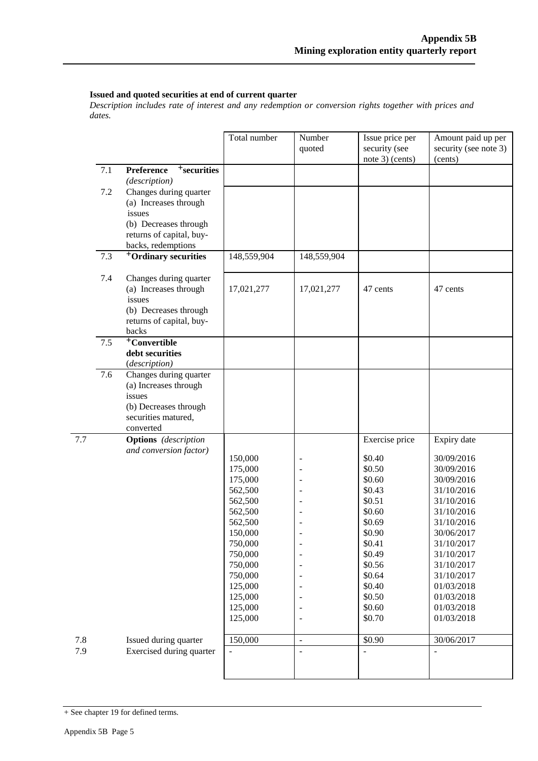**Issued and quoted securities at end of current quarter**

*Description includes rate of interest and any redemption or conversion rights together with prices and dates.*

| | | Total number | Number quoted | Issue price per security (see note 3) (cents) | Amount paid up per security (see note 3) (cents) |
|---|---|---|---|---|---|
| 7.1 | **Preference +securities** *(description)* | | | | |
| 7.2 | Changes during quarter (a) Increases through issues (b) Decreases through returns of capital, buy-backs, redemptions | | | | |
| 7.3 | **+Ordinary securities** | 148,559,904 | 148,559,904 | | |
| 7.4 | Changes during quarter (a) Increases through issues (b) Decreases through returns of capital, buy-backs | 17,021,277 | 17,021,277 | 47 cents | 47 cents |
| 7.5 | **+Convertible debt securities** *(description)* | | | | |
| 7.6 | Changes during quarter (a) Increases through issues (b) Decreases through securities matured, converted | | | | |
| 7.7 | **Options** *(description and conversion factor)* | | | Exercise price | Expiry date |
| | | 150,000 | - | $0.40 | 30/09/2016 |
| | | 175,000 | - | $0.50 | 30/09/2016 |
| | | 175,000 | - | $0.60 | 30/09/2016 |
| | | 562,500 | - | $0.43 | 31/10/2016 |
| | | 562,500 | - | $0.51 | 31/10/2016 |
| | | 562,500 | - | $0.60 | 31/10/2016 |
| | | 562,500 | - | $0.69 | 31/10/2016 |
| | | 150,000 | - | $0.90 | 30/06/2017 |
| | | 750,000 | - | $0.41 | 31/10/2017 |
| | | 750,000 | - | $0.49 | 31/10/2017 |
| | | 750,000 | - | $0.56 | 31/10/2017 |
| | | 750,000 | - | $0.64 | 31/10/2017 |
| | | 125,000 | - | $0.40 | 01/03/2018 |
| | | 125,000 | - | $0.50 | 01/03/2018 |
| | | 125,000 | - | $0.60 | 01/03/2018 |
| | | 125,000 | - | $0.70 | 01/03/2018 |
| 7.8 | Issued during quarter | 150,000 | - | $0.90 | 30/06/2017 |
| 7.9 | Exercised during quarter | - | - | - | - |

+ See chapter 19 for defined terms.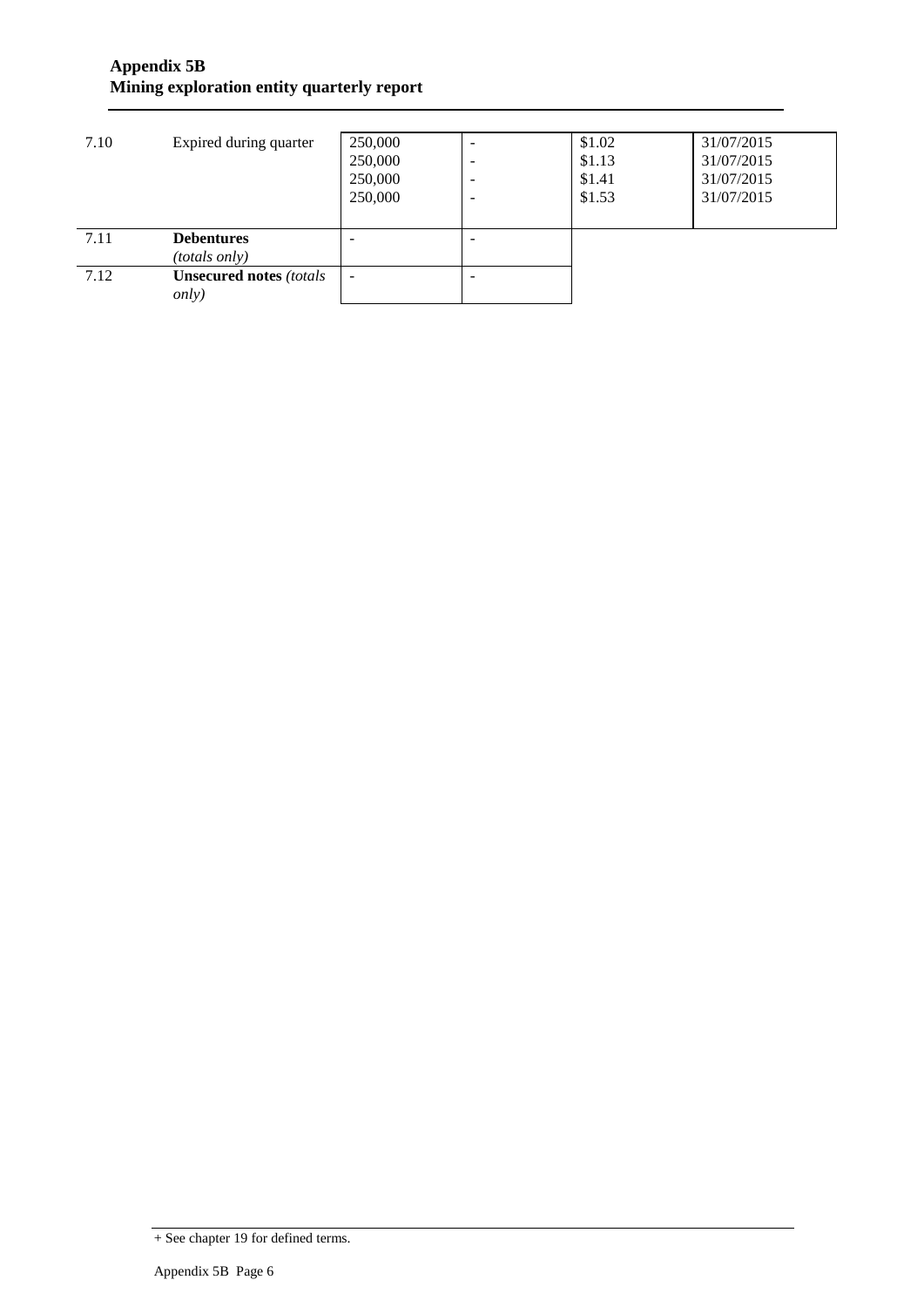| | | | | | |
|---|---|---|---|---|---|
| 7.10 | Expired during quarter | 250,000<br>250,000<br>250,000<br>250,000 | -<br>-<br>-<br>- | $1.02<br>$1.13<br>$1.41<br>$1.53 | 31/07/2015<br>31/07/2015<br>31/07/2015<br>31/07/2015 |
| 7.11 | **Debentures** *(totals only)* | - | - | | |
| 7.12 | **Unsecured notes** *(totals only)* | - | - | | |

+ See chapter 19 for defined terms.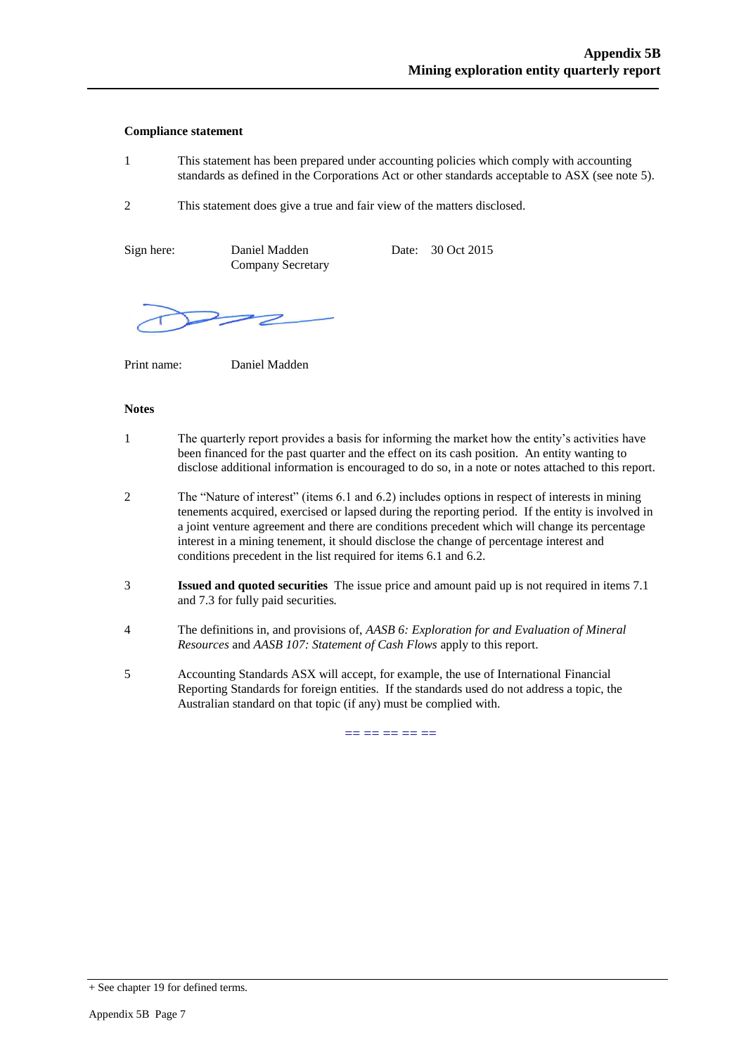## Compliance statement

1 This statement has been prepared under accounting policies which comply with accounting standards as defined in the Corporations Act or other standards acceptable to ASX (see note 5).

2 This statement does give a true and fair view of the matters disclosed.

Sign here: Daniel Madden Date: 30 Oct 2015
Company Secretary

Print name: Daniel Madden

## Notes

1 The quarterly report provides a basis for informing the market how the entity's activities have been financed for the past quarter and the effect on its cash position. An entity wanting to disclose additional information is encouraged to do so, in a note or notes attached to this report.

2 The "Nature of interest" (items 6.1 and 6.2) includes options in respect of interests in mining tenements acquired, exercised or lapsed during the reporting period. If the entity is involved in a joint venture agreement and there are conditions precedent which will change its percentage interest in a mining tenement, it should disclose the change of percentage interest and conditions precedent in the list required for items 6.1 and 6.2.

3 **Issued and quoted securities** The issue price and amount paid up is not required in items 7.1 and 7.3 for fully paid securities.

4 The definitions in, and provisions of, *AASB 6: Exploration for and Evaluation of Mineral Resources* and *AASB 107: Statement of Cash Flows* apply to this report.

5 Accounting Standards ASX will accept, for example, the use of International Financial Reporting Standards for foreign entities. If the standards used do not address a topic, the Australian standard on that topic (if any) must be complied with.

== == == == ==

+ See chapter 19 for defined terms.